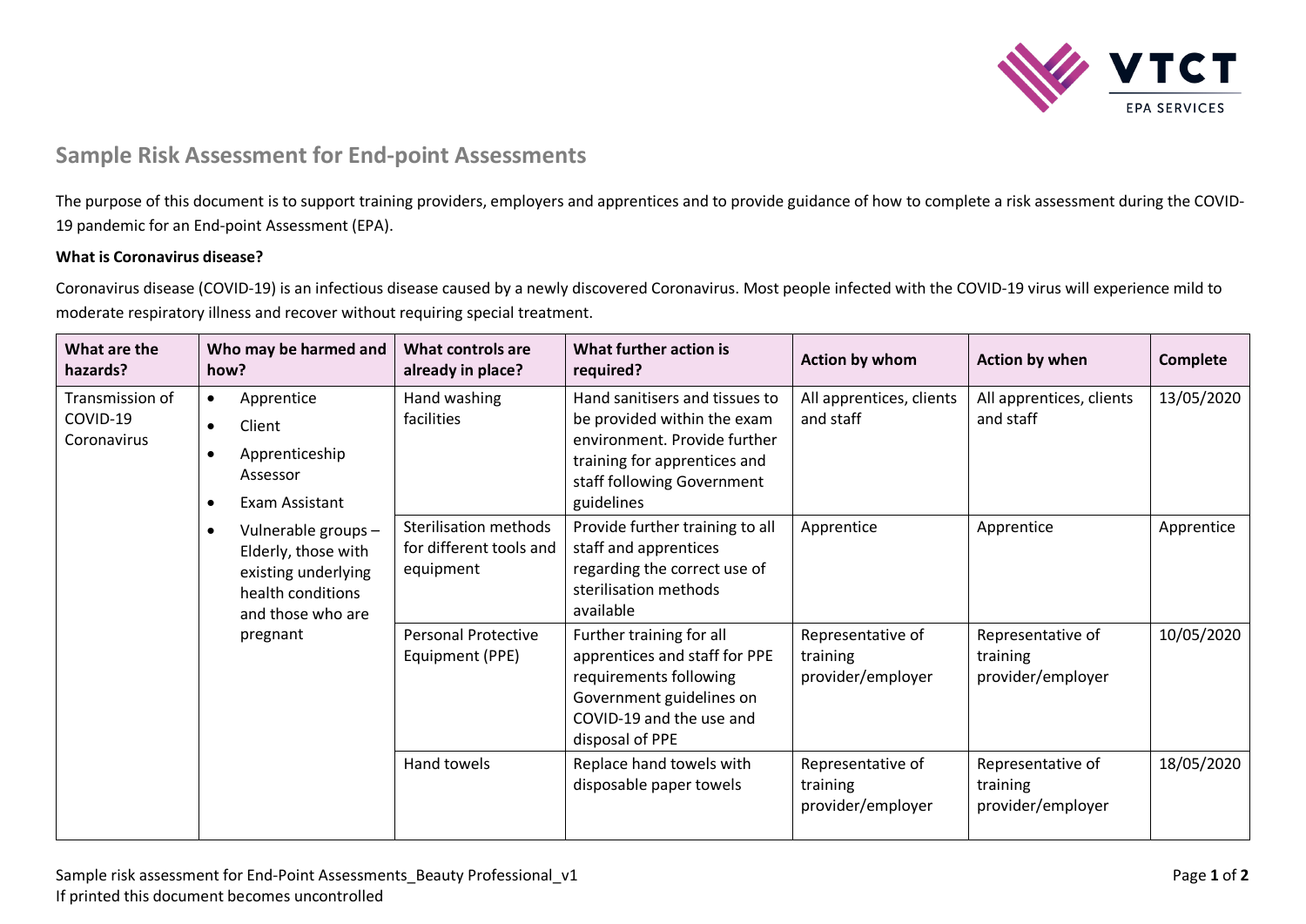## Sample Risk Assessment for End-point Assessments

The purpose of this document is to support training providers, employers and apprentices and to provide guidance of how to complete a risk assessment during the COVID-19 pandemic for an End-point Assessment (EPA).

**What is Coronavirus disease?**

Coronavirus disease (COVID-19) is an infectious disease caused by a newly discovered Coronavirus. Most people infected with the COVID-19 virus will experience mild to moderate respiratory illness and recover without requiring special treatment.

| What are the hazards? | Who may be harmed and how? | What controls are already in place? | What further action is required? | Action by whom | Action by when | Complete |
|---|---|---|---|---|---|---|
| Transmission of COVID-19 Coronavirus | • Apprentice<br>• Client<br>• Apprenticeship Assessor<br>• Exam Assistant<br>• Vulnerable groups – Elderly, those with existing underlying health conditions and those who are pregnant | Hand washing facilities | Hand sanitisers and tissues to be provided within the exam environment. Provide further training for apprentices and staff following Government guidelines | All apprentices, clients and staff | All apprentices, clients and staff | 13/05/2020 |
| | | Sterilisation methods for different tools and equipment | Provide further training to all staff and apprentices regarding the correct use of sterilisation methods available | Apprentice | Apprentice | Apprentice |
| | | Personal Protective Equipment (PPE) | Further training for all apprentices and staff for PPE requirements following Government guidelines on COVID-19 and the use and disposal of PPE | Representative of training provider/employer | Representative of training provider/employer | 10/05/2020 |
| | | Hand towels | Replace hand towels with disposable paper towels | Representative of training provider/employer | Representative of training provider/employer | 18/05/2020 |

Sample risk assessment for End-Point Assessments_Beauty Professional_v1
If printed this document becomes uncontrolled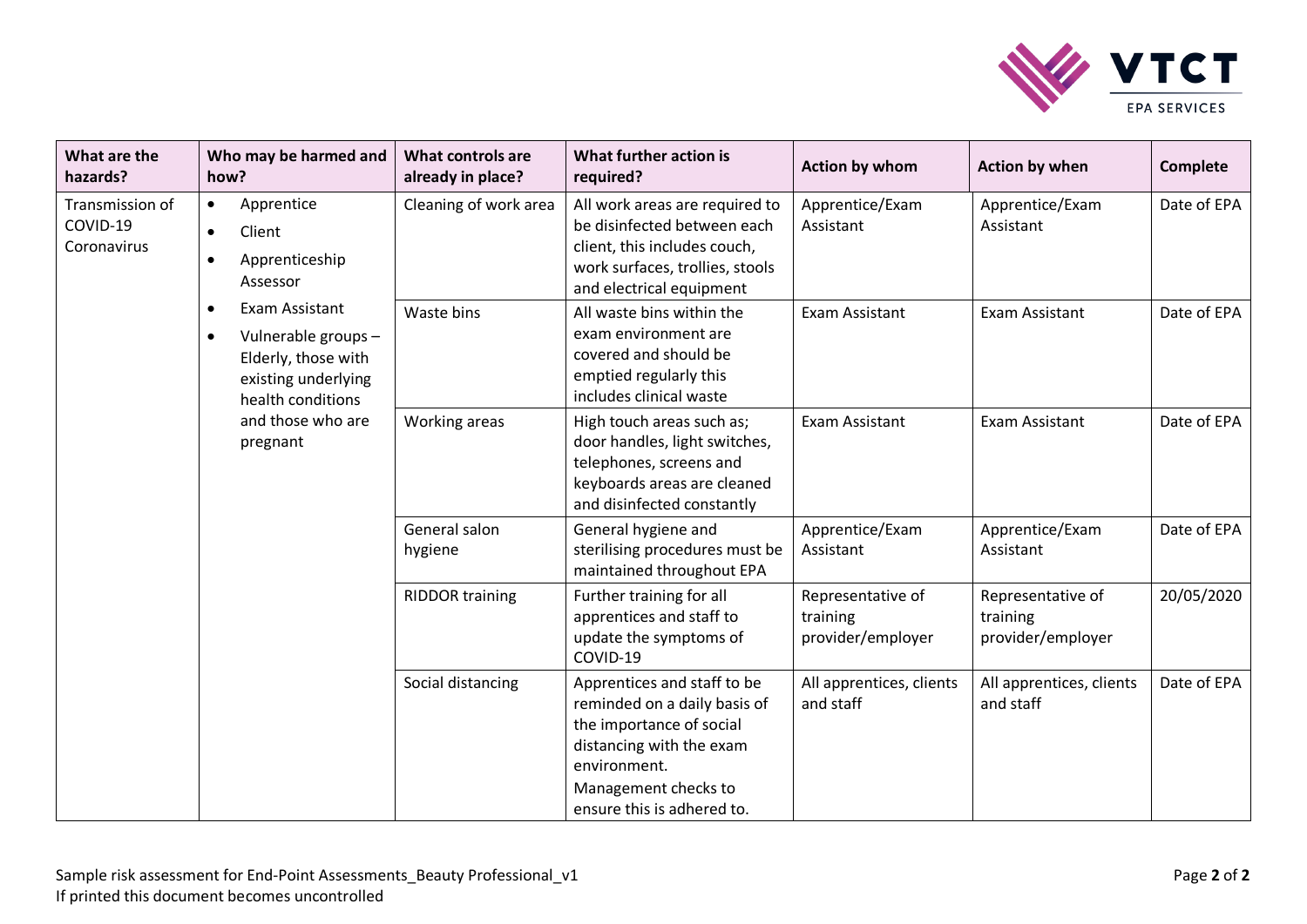| What are the hazards? | Who may be harmed and how? | What controls are already in place? | What further action is required? | Action by whom | Action by when | Complete |
|---|---|---|---|---|---|---|
| Transmission of COVID-19 Coronavirus | • Apprentice<br>• Client<br>• Apprenticeship Assessor<br>• Exam Assistant<br>• Vulnerable groups – Elderly, those with existing underlying health conditions and those who are pregnant | Cleaning of work area | All work areas are required to be disinfected between each client, this includes couch, work surfaces, trollies, stools and electrical equipment | Apprentice/Exam Assistant | Apprentice/Exam Assistant | Date of EPA |
| | | Waste bins | All waste bins within the exam environment are covered and should be emptied regularly this includes clinical waste | Exam Assistant | Exam Assistant | Date of EPA |
| | | Working areas | High touch areas such as; door handles, light switches, telephones, screens and keyboards areas are cleaned and disinfected constantly | Exam Assistant | Exam Assistant | Date of EPA |
| | | General salon hygiene | General hygiene and sterilising procedures must be maintained throughout EPA | Apprentice/Exam Assistant | Apprentice/Exam Assistant | Date of EPA |
| | | RIDDOR training | Further training for all apprentices and staff to update the symptoms of COVID-19 | Representative of training provider/employer | Representative of training provider/employer | 20/05/2020 |
| | | Social distancing | Apprentices and staff to be reminded on a daily basis of the importance of social distancing with the exam environment.<br>Management checks to ensure this is adhered to. | All apprentices, clients and staff | All apprentices, clients and staff | Date of EPA |

Sample risk assessment for End-Point Assessments_Beauty Professional_v1
If printed this document becomes uncontrolled